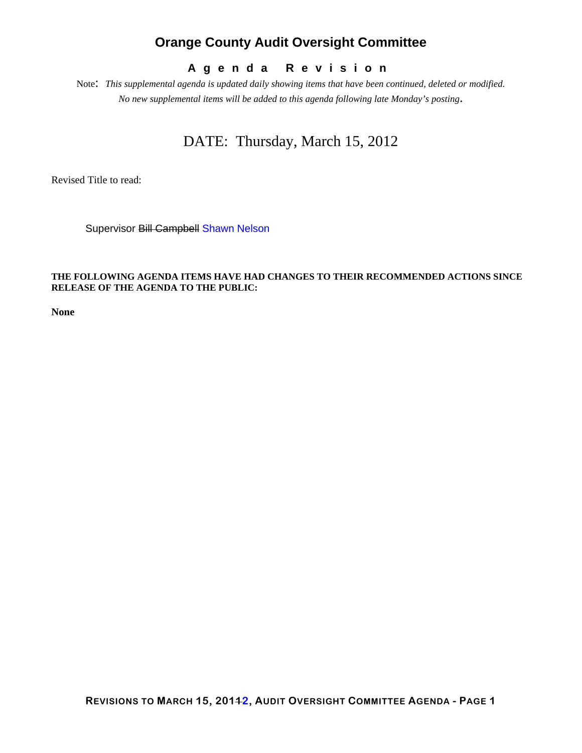# Orange County Audit Oversight Committee

**A g e n d a   R e v i s i o n**

Note: *This supplemental agenda is updated daily showing items that have been continued, deleted or modified. No new supplemental items will be added to this agenda following late Monday's posting.*

DATE: Thursday, March 15, 2012

Revised Title to read:

Supervisor ~~Bill Campbell~~ Shawn Nelson

**THE FOLLOWING AGENDA ITEMS HAVE HAD CHANGES TO THEIR RECOMMENDED ACTIONS SINCE RELEASE OF THE AGENDA TO THE PUBLIC:**

**None**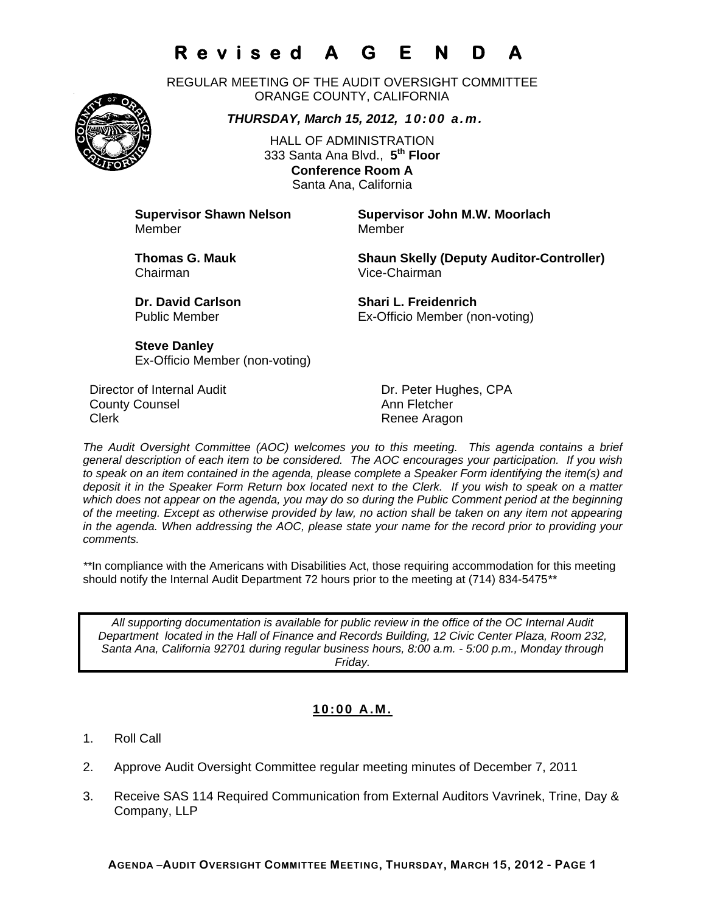# Revised AGENDA

REGULAR MEETING OF THE AUDIT OVERSIGHT COMMITTEE
ORANGE COUNTY, CALIFORNIA

***THURSDAY, March 15, 2012, 10:00 a.m.***

HALL OF ADMINISTRATION
333 Santa Ana Blvd., **5th Floor**
**Conference Room A**
Santa Ana, California

**Supervisor Shawn Nelson**
Member

**Supervisor John M.W. Moorlach**
Member

**Thomas G. Mauk**
Chairman

**Shaun Skelly (Deputy Auditor-Controller)**
Vice-Chairman

**Dr. David Carlson**
Public Member

**Shari L. Freidenrich**
Ex-Officio Member (non-voting)

**Steve Danley**
Ex-Officio Member (non-voting)

Director of Internal Audit — Dr. Peter Hughes, CPA
County Counsel — Ann Fletcher
Clerk — Renee Aragon

*The Audit Oversight Committee (AOC) welcomes you to this meeting. This agenda contains a brief general description of each item to be considered. The AOC encourages your participation. If you wish to speak on an item contained in the agenda, please complete a Speaker Form identifying the item(s) and deposit it in the Speaker Form Return box located next to the Clerk. If you wish to speak on a matter which does not appear on the agenda, you may do so during the Public Comment period at the beginning of the meeting. Except as otherwise provided by law, no action shall be taken on any item not appearing in the agenda. When addressing the AOC, please state your name for the record prior to providing your comments.*

**In compliance with the Americans with Disabilities Act, those requiring accommodation for this meeting should notify the Internal Audit Department 72 hours prior to the meeting at (714) 834-5475**

*All supporting documentation is available for public review in the office of the OC Internal Audit Department located in the Hall of Finance and Records Building, 12 Civic Center Plaza, Room 232, Santa Ana, California 92701 during regular business hours, 8:00 a.m. - 5:00 p.m., Monday through Friday.*

## 10:00 A.M.

1. Roll Call
2. Approve Audit Oversight Committee regular meeting minutes of December 7, 2011
3. Receive SAS 114 Required Communication from External Auditors Vavrinek, Trine, Day & Company, LLP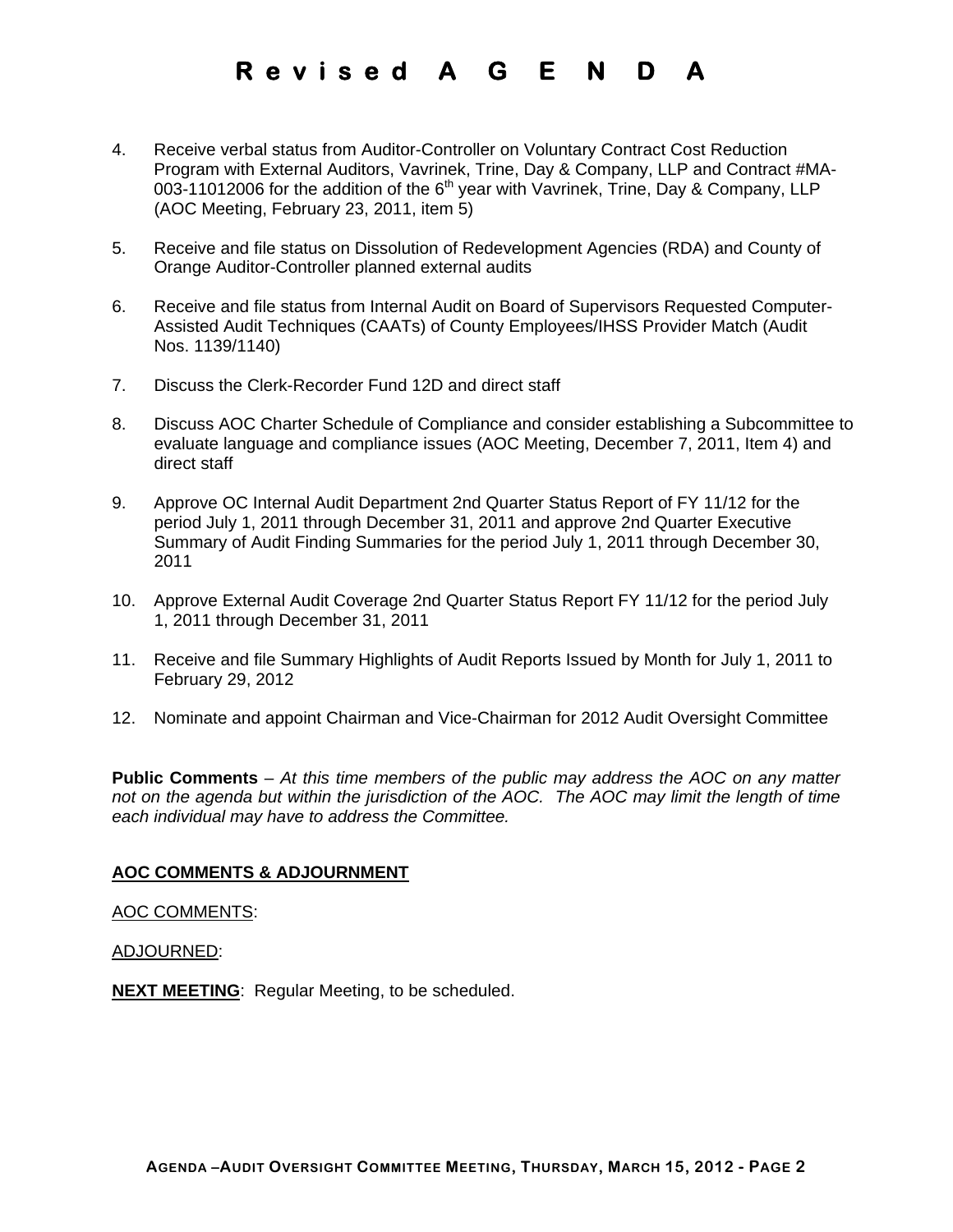# Revised AGENDA

4. Receive verbal status from Auditor-Controller on Voluntary Contract Cost Reduction Program with External Auditors, Vavrinek, Trine, Day & Company, LLP and Contract #MA-003-11012006 for the addition of the 6th year with Vavrinek, Trine, Day & Company, LLP (AOC Meeting, February 23, 2011, item 5)

5. Receive and file status on Dissolution of Redevelopment Agencies (RDA) and County of Orange Auditor-Controller planned external audits

6. Receive and file status from Internal Audit on Board of Supervisors Requested Computer-Assisted Audit Techniques (CAATs) of County Employees/IHSS Provider Match (Audit Nos. 1139/1140)

7. Discuss the Clerk-Recorder Fund 12D and direct staff

8. Discuss AOC Charter Schedule of Compliance and consider establishing a Subcommittee to evaluate language and compliance issues (AOC Meeting, December 7, 2011, Item 4) and direct staff

9. Approve OC Internal Audit Department 2nd Quarter Status Report of FY 11/12 for the period July 1, 2011 through December 31, 2011 and approve 2nd Quarter Executive Summary of Audit Finding Summaries for the period July 1, 2011 through December 30, 2011

10. Approve External Audit Coverage 2nd Quarter Status Report FY 11/12 for the period July 1, 2011 through December 31, 2011

11. Receive and file Summary Highlights of Audit Reports Issued by Month for July 1, 2011 to February 29, 2012

12. Nominate and appoint Chairman and Vice-Chairman for 2012 Audit Oversight Committee

**Public Comments** – *At this time members of the public may address the AOC on any matter not on the agenda but within the jurisdiction of the AOC. The AOC may limit the length of time each individual may have to address the Committee.*

**AOC COMMENTS & ADJOURNMENT**

AOC COMMENTS:

ADJOURNED:

**NEXT MEETING**: Regular Meeting, to be scheduled.